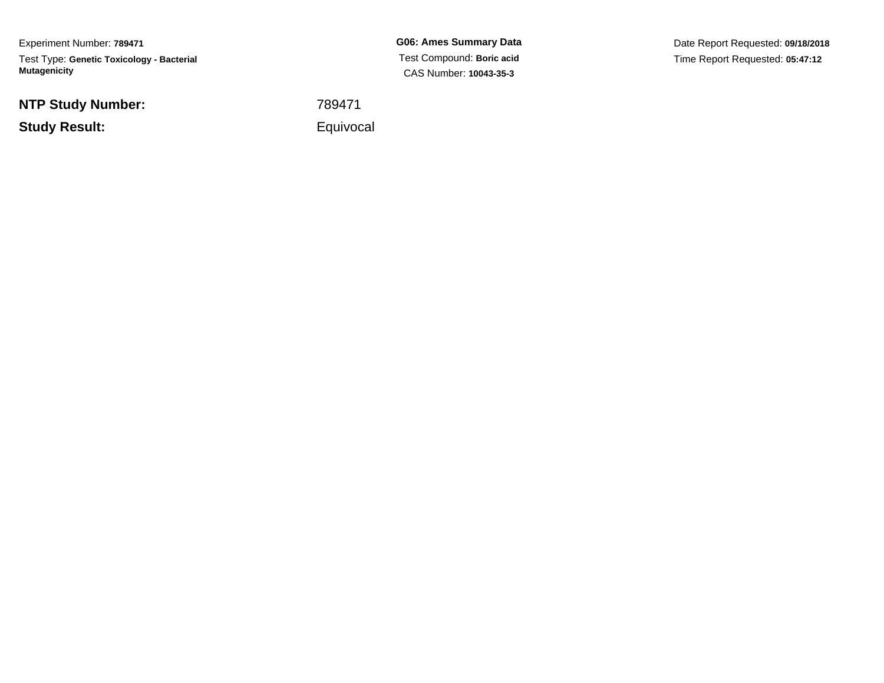Experiment Number: **789471**

Test Type: **Genetic Toxicology - Bacterial Mutagenicity**

**G06: Ames Summary Data**

Test Compound: **Boric acid**

CAS Number: **10043-35-3**

Date Report Requested: **09/18/2018**

Time Report Requested: **05:47:12**

**NTP Study Number:** 789471

**Study Result:** Equivocal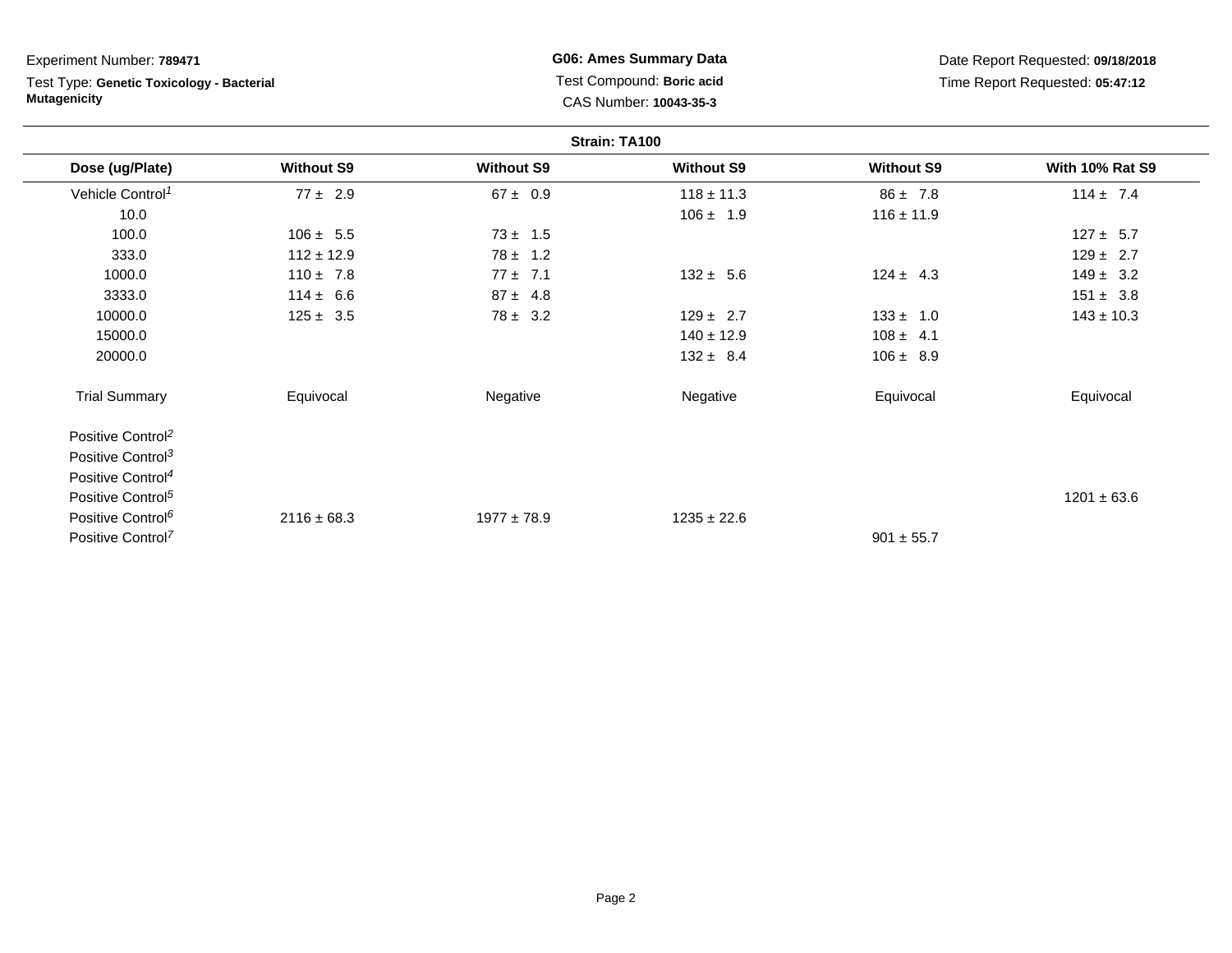Experiment Number: **789471**

Test Type: **Genetic Toxicology - Bacterial Mutagenicity**

**G06: Ames Summary Data**

Test Compound: **Boric acid**

CAS Number: **10043-35-3**

Date Report Requested: **09/18/2018**

Time Report Requested: **05:47:12**

**Strain: TA100**

| Dose (ug/Plate) | Without S9 | Without S9 | Without S9 | Without S9 | With 10% Rat S9 |
|---|---|---|---|---|---|
| Vehicle Control[1] | 77 ± 2.9 | 67 ± 0.9 | 118 ± 11.3 | 86 ± 7.8 | 114 ± 7.4 |
| 10.0 | | | 106 ± 1.9 | 116 ± 11.9 | |
| 100.0 | 106 ± 5.5 | 73 ± 1.5 | | | 127 ± 5.7 |
| 333.0 | 112 ± 12.9 | 78 ± 1.2 | | | 129 ± 2.7 |
| 1000.0 | 110 ± 7.8 | 77 ± 7.1 | 132 ± 5.6 | 124 ± 4.3 | 149 ± 3.2 |
| 3333.0 | 114 ± 6.6 | 87 ± 4.8 | | | 151 ± 3.8 |
| 10000.0 | 125 ± 3.5 | 78 ± 3.2 | 129 ± 2.7 | 133 ± 1.0 | 143 ± 10.3 |
| 15000.0 | | | 140 ± 12.9 | 108 ± 4.1 | |
| 20000.0 | | | 132 ± 8.4 | 106 ± 8.9 | |
| Trial Summary | Equivocal | Negative | Negative | Equivocal | Equivocal |
| Positive Control[2] | | | | | |
| Positive Control[3] | | | | | |
| Positive Control[4] | | | | | |
| Positive Control[5] | | | | | 1201 ± 63.6 |
| Positive Control[6] | 2116 ± 68.3 | 1977 ± 78.9 | 1235 ± 22.6 | | |
| Positive Control[7] | | | | 901 ± 55.7 | |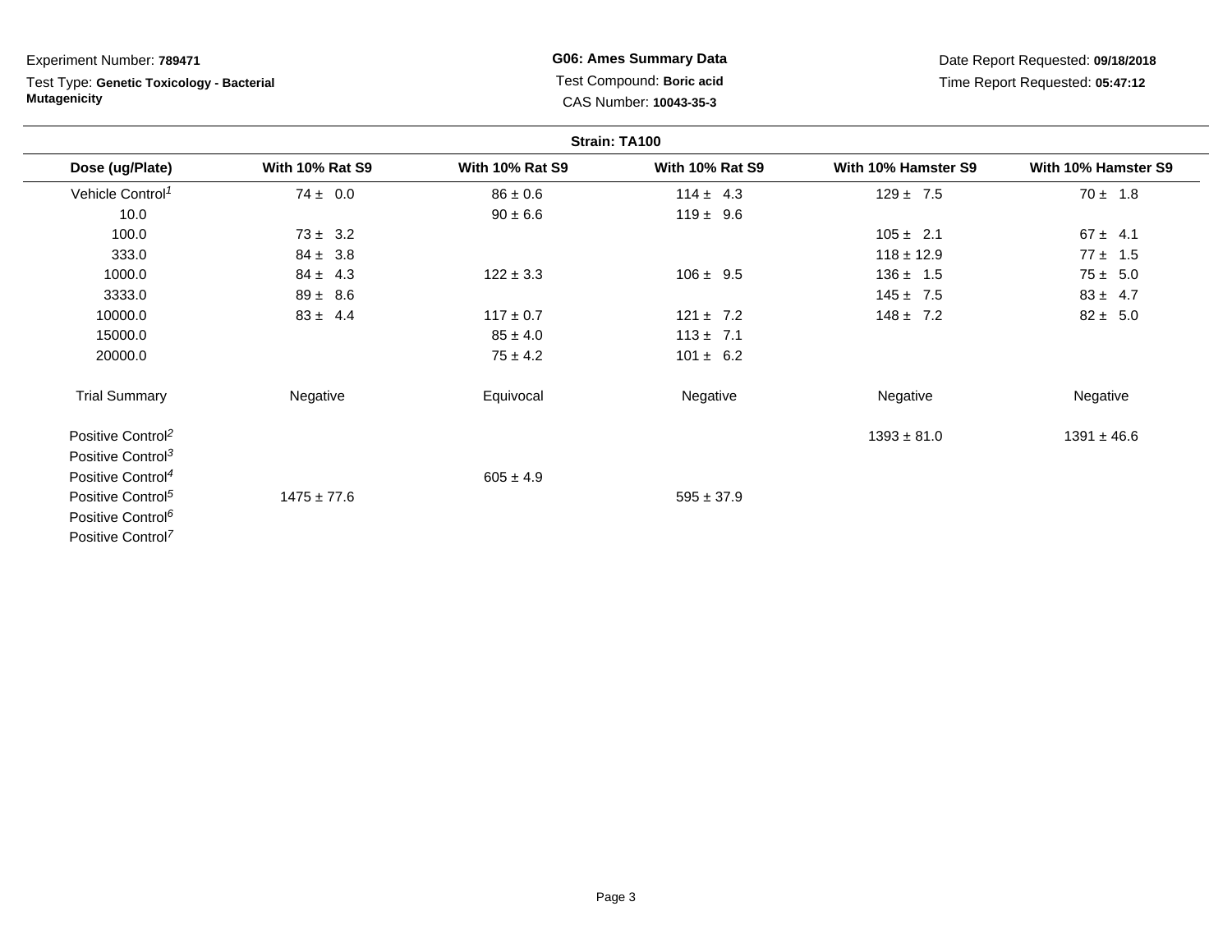Experiment Number: **789471**

Test Type: **Genetic Toxicology - Bacterial Mutagenicity**

**G06: Ames Summary Data**

Test Compound: **Boric acid**

CAS Number: **10043-35-3**

Date Report Requested: **09/18/2018**

Time Report Requested: **05:47:12**

**Strain: TA100**

| Dose (ug/Plate) | With 10% Rat S9 | With 10% Rat S9 | With 10% Rat S9 | With 10% Hamster S9 | With 10% Hamster S9 |
|---|---|---|---|---|---|
| Vehicle Control[1] | 74 ± 0.0 | 86 ± 0.6 | 114 ± 4.3 | 129 ± 7.5 | 70 ± 1.8 |
| 10.0 | | 90 ± 6.6 | 119 ± 9.6 | | |
| 100.0 | 73 ± 3.2 | | | 105 ± 2.1 | 67 ± 4.1 |
| 333.0 | 84 ± 3.8 | | | 118 ± 12.9 | 77 ± 1.5 |
| 1000.0 | 84 ± 4.3 | 122 ± 3.3 | 106 ± 9.5 | 136 ± 1.5 | 75 ± 5.0 |
| 3333.0 | 89 ± 8.6 | | | 145 ± 7.5 | 83 ± 4.7 |
| 10000.0 | 83 ± 4.4 | 117 ± 0.7 | 121 ± 7.2 | 148 ± 7.2 | 82 ± 5.0 |
| 15000.0 | | 85 ± 4.0 | 113 ± 7.1 | | |
| 20000.0 | | 75 ± 4.2 | 101 ± 6.2 | | |
| Trial Summary | Negative | Equivocal | Negative | Negative | Negative |
| Positive Control[2] | | | | 1393 ± 81.0 | 1391 ± 46.6 |
| Positive Control[3] | | | | | |
| Positive Control[4] | | 605 ± 4.9 | | | |
| Positive Control[5] | 1475 ± 77.6 | | 595 ± 37.9 | | |
| Positive Control[6] | | | | | |
| Positive Control[7] | | | | | |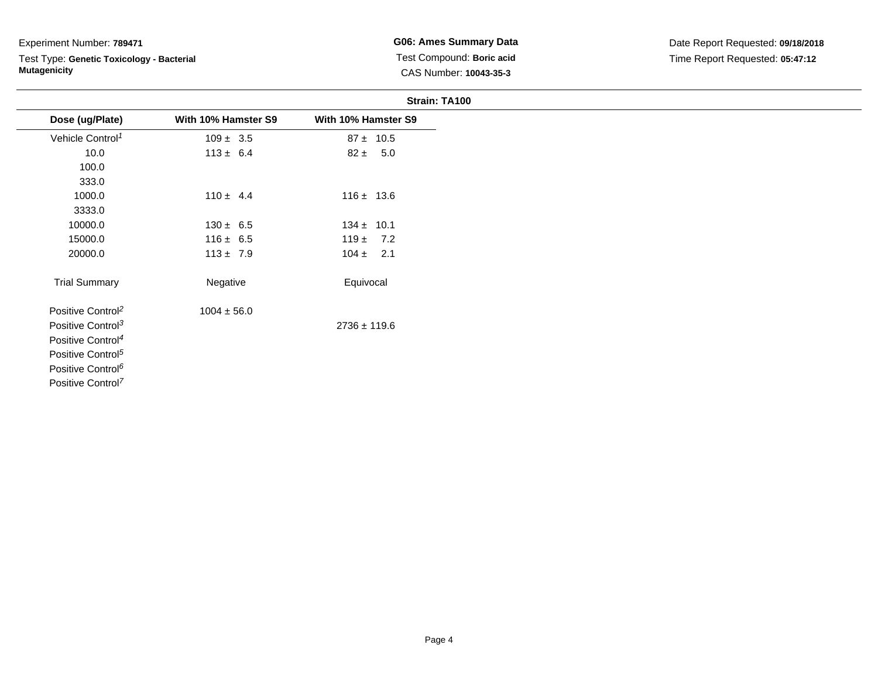Experiment Number: **789471**

Test Type: **Genetic Toxicology - Bacterial Mutagenicity**

**G06: Ames Summary Data**

Test Compound: **Boric acid**

CAS Number: **10043-35-3**

Date Report Requested: **09/18/2018**

Time Report Requested: **05:47:12**

**Strain: TA100**

| Dose (ug/Plate) | With 10% Hamster S9 | With 10% Hamster S9 |
|---|---|---|
| Vehicle Control[1] | 109 ± 3.5 | 87 ± 10.5 |
| 10.0 | 113 ± 6.4 | 82 ± 5.0 |
| 100.0 | | |
| 333.0 | | |
| 1000.0 | 110 ± 4.4 | 116 ± 13.6 |
| 3333.0 | | |
| 10000.0 | 130 ± 6.5 | 134 ± 10.1 |
| 15000.0 | 116 ± 6.5 | 119 ± 7.2 |
| 20000.0 | 113 ± 7.9 | 104 ± 2.1 |
| Trial Summary | Negative | Equivocal |
| Positive Control[2] | 1004 ± 56.0 | |
| Positive Control[3] | | 2736 ± 119.6 |
| Positive Control[4] | | |
| Positive Control[5] | | |
| Positive Control[6] | | |
| Positive Control[7] | | |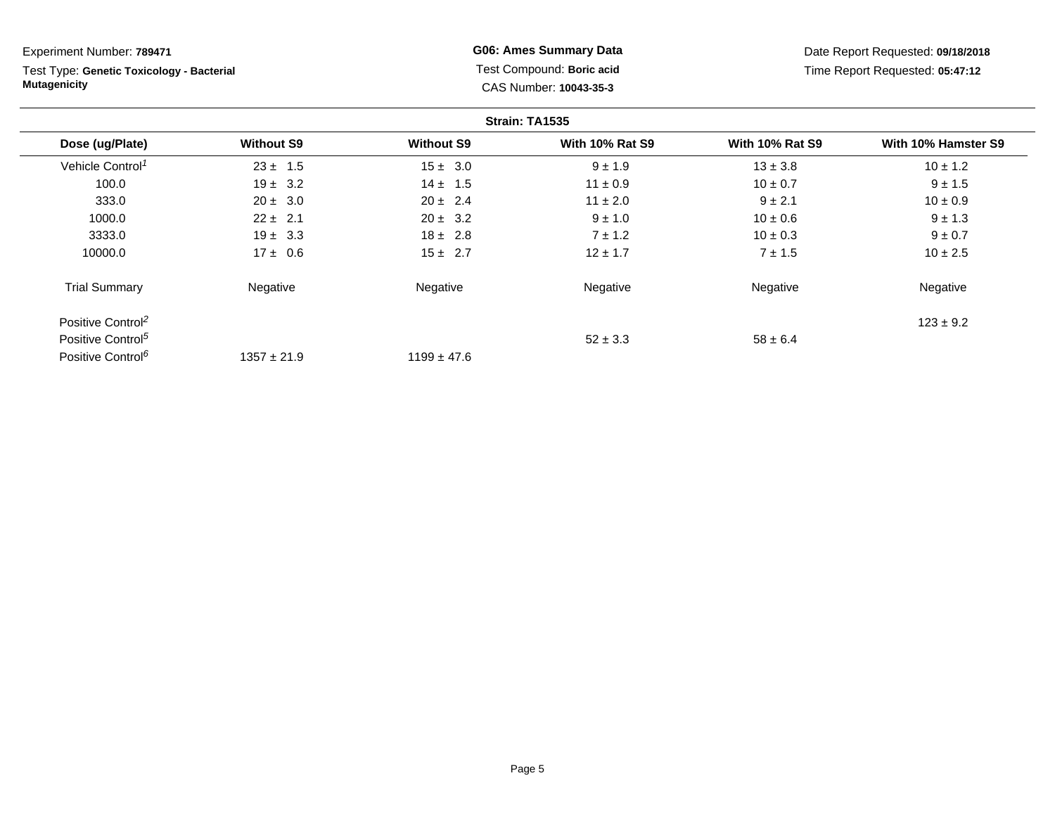Experiment Number: **789471**

Test Type: **Genetic Toxicology - Bacterial Mutagenicity**

**G06: Ames Summary Data**

Test Compound: **Boric acid**

CAS Number: **10043-35-3**

Date Report Requested: **09/18/2018**

Time Report Requested: **05:47:12**

**Strain: TA1535**

| Dose (ug/Plate) | Without S9 | Without S9 | With 10% Rat S9 | With 10% Rat S9 | With 10% Hamster S9 |
|---|---|---|---|---|---|
| Vehicle Control[1] | 23 ± 1.5 | 15 ± 3.0 | 9 ± 1.9 | 13 ± 3.8 | 10 ± 1.2 |
| 100.0 | 19 ± 3.2 | 14 ± 1.5 | 11 ± 0.9 | 10 ± 0.7 | 9 ± 1.5 |
| 333.0 | 20 ± 3.0 | 20 ± 2.4 | 11 ± 2.0 | 9 ± 2.1 | 10 ± 0.9 |
| 1000.0 | 22 ± 2.1 | 20 ± 3.2 | 9 ± 1.0 | 10 ± 0.6 | 9 ± 1.3 |
| 3333.0 | 19 ± 3.3 | 18 ± 2.8 | 7 ± 1.2 | 10 ± 0.3 | 9 ± 0.7 |
| 10000.0 | 17 ± 0.6 | 15 ± 2.7 | 12 ± 1.7 | 7 ± 1.5 | 10 ± 2.5 |
| Trial Summary | Negative | Negative | Negative | Negative | Negative |
| Positive Control[2] | | | | | 123 ± 9.2 |
| Positive Control[5] | | | 52 ± 3.3 | 58 ± 6.4 | |
| Positive Control[6] | 1357 ± 21.9 | 1199 ± 47.6 | | | |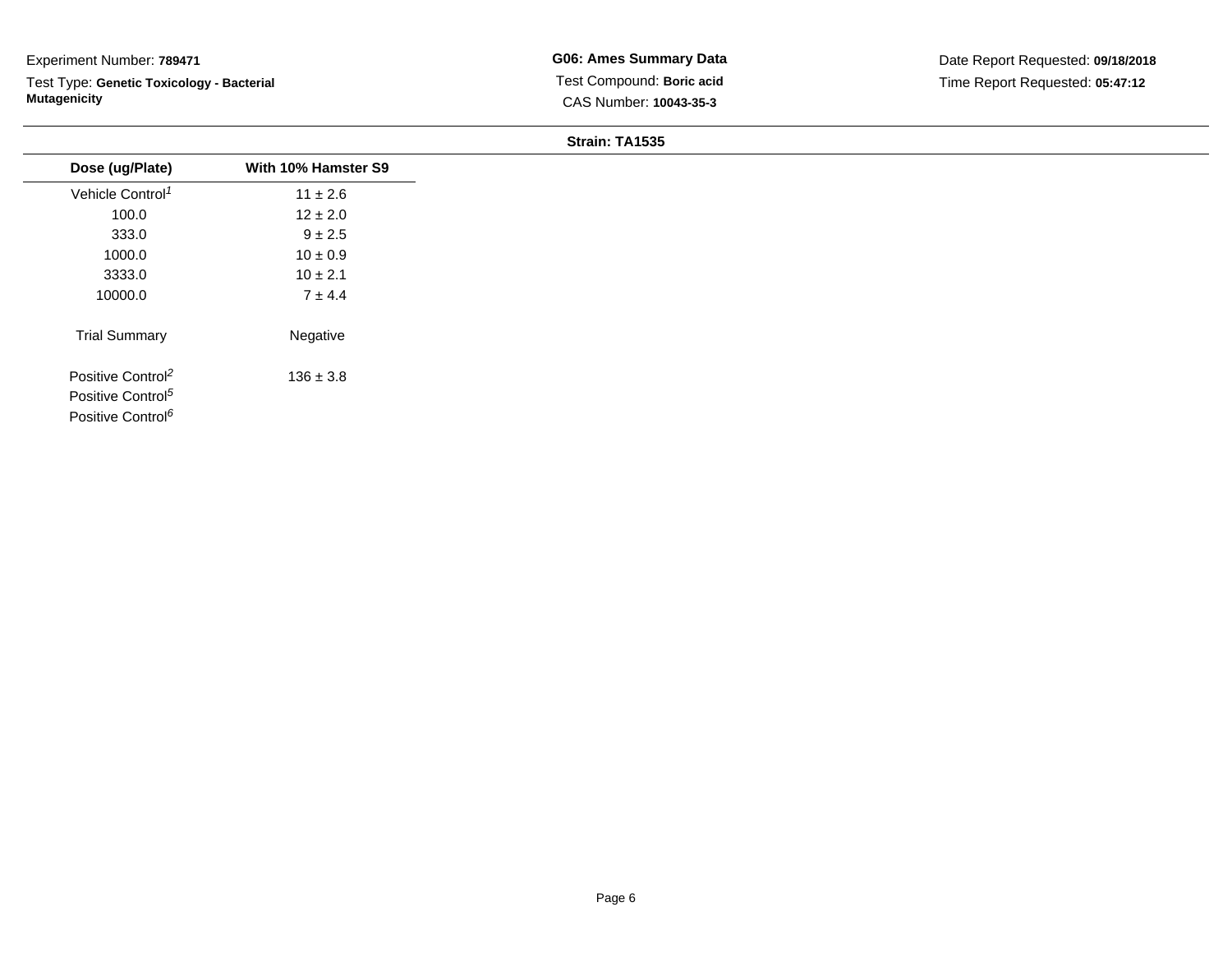Experiment Number: **789471**

Test Type: **Genetic Toxicology - Bacterial Mutagenicity**

**G06: Ames Summary Data**

Test Compound: **Boric acid**

CAS Number: **10043-35-3**

Date Report Requested: **09/18/2018**

Time Report Requested: **05:47:12**

**Strain: TA1535**

| Dose (ug/Plate) | With 10% Hamster S9 |
| --- | --- |
| Vehicle Control[1] | 11 ± 2.6 |
| 100.0 | 12 ± 2.0 |
| 333.0 | 9 ± 2.5 |
| 1000.0 | 10 ± 0.9 |
| 3333.0 | 10 ± 2.1 |
| 10000.0 | 7 ± 4.4 |
| Trial Summary | Negative |
| Positive Control[2] | 136 ± 3.8 |
| Positive Control[5] | |
| Positive Control[6] | |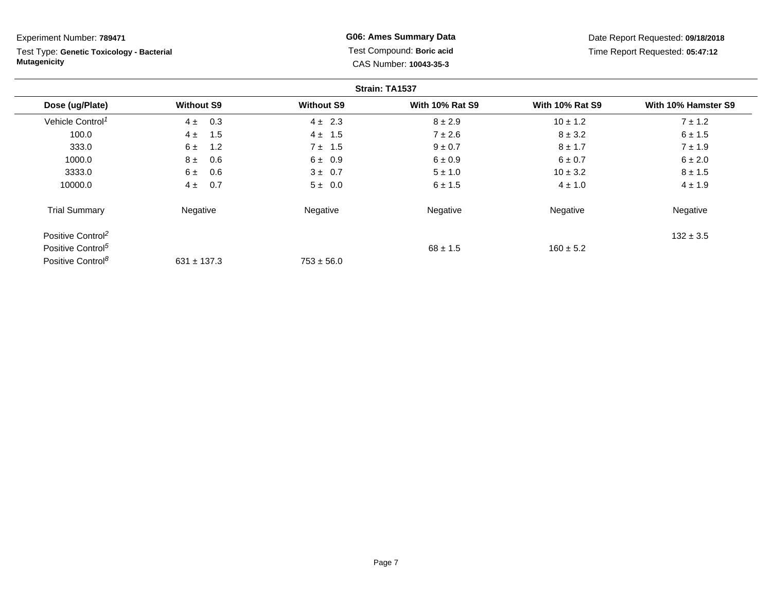Experiment Number: **789471**

Test Type: **Genetic Toxicology - Bacterial Mutagenicity**

**G06: Ames Summary Data**

Test Compound: **Boric acid**

CAS Number: **10043-35-3**

Date Report Requested: **09/18/2018**

Time Report Requested: **05:47:12**

**Strain: TA1537**

| Dose (ug/Plate) | Without S9 | Without S9 | With 10% Rat S9 | With 10% Rat S9 | With 10% Hamster S9 |
|---|---|---|---|---|---|
| Vehicle Control[1] | 4 ± 0.3 | 4 ± 2.3 | 8 ± 2.9 | 10 ± 1.2 | 7 ± 1.2 |
| 100.0 | 4 ± 1.5 | 4 ± 1.5 | 7 ± 2.6 | 8 ± 3.2 | 6 ± 1.5 |
| 333.0 | 6 ± 1.2 | 7 ± 1.5 | 9 ± 0.7 | 8 ± 1.7 | 7 ± 1.9 |
| 1000.0 | 8 ± 0.6 | 6 ± 0.9 | 6 ± 0.9 | 6 ± 0.7 | 6 ± 2.0 |
| 3333.0 | 6 ± 0.6 | 3 ± 0.7 | 5 ± 1.0 | 10 ± 3.2 | 8 ± 1.5 |
| 10000.0 | 4 ± 0.7 | 5 ± 0.0 | 6 ± 1.5 | 4 ± 1.0 | 4 ± 1.9 |
| Trial Summary | Negative | Negative | Negative | Negative | Negative |
| Positive Control[2] | | | | | 132 ± 3.5 |
| Positive Control[5] | | | 68 ± 1.5 | 160 ± 5.2 | |
| Positive Control[8] | 631 ± 137.3 | 753 ± 56.0 | | | |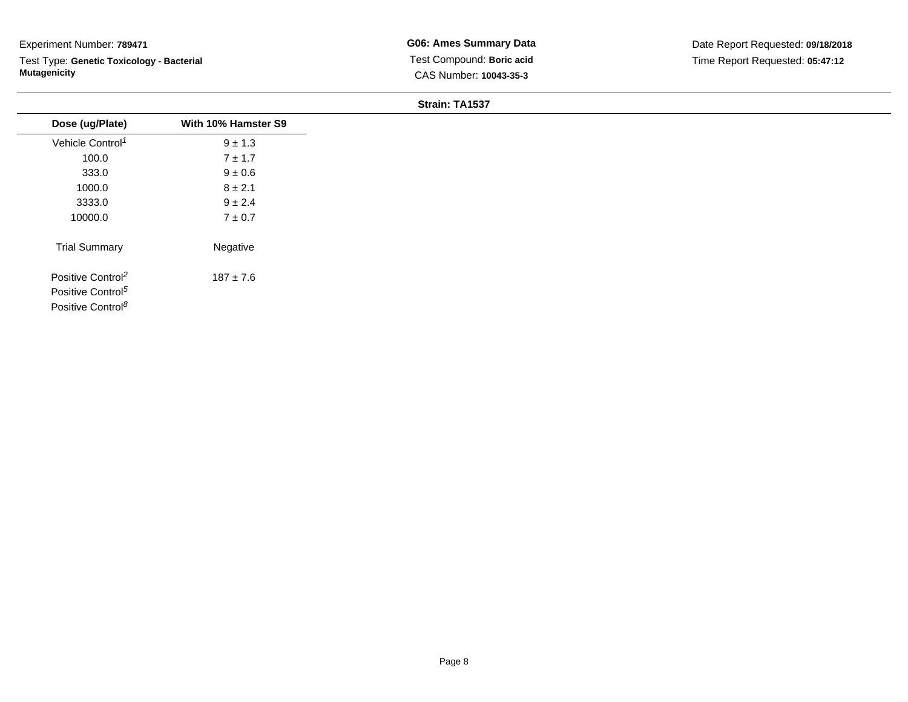Experiment Number: **789471**

Test Type: **Genetic Toxicology - Bacterial Mutagenicity**

**G06: Ames Summary Data**

Test Compound: **Boric acid**

CAS Number: **10043-35-3**

Date Report Requested: **09/18/2018**

Time Report Requested: **05:47:12**

**Strain: TA1537**

| Dose (ug/Plate) | With 10% Hamster S9 |
|---|---|
| Vehicle Control[1] | 9 ± 1.3 |
| 100.0 | 7 ± 1.7 |
| 333.0 | 9 ± 0.6 |
| 1000.0 | 8 ± 2.1 |
| 3333.0 | 9 ± 2.4 |
| 10000.0 | 7 ± 0.7 |
| Trial Summary | Negative |
| Positive Control[2] | 187 ± 7.6 |
| Positive Control[5] | |
| Positive Control[8] | |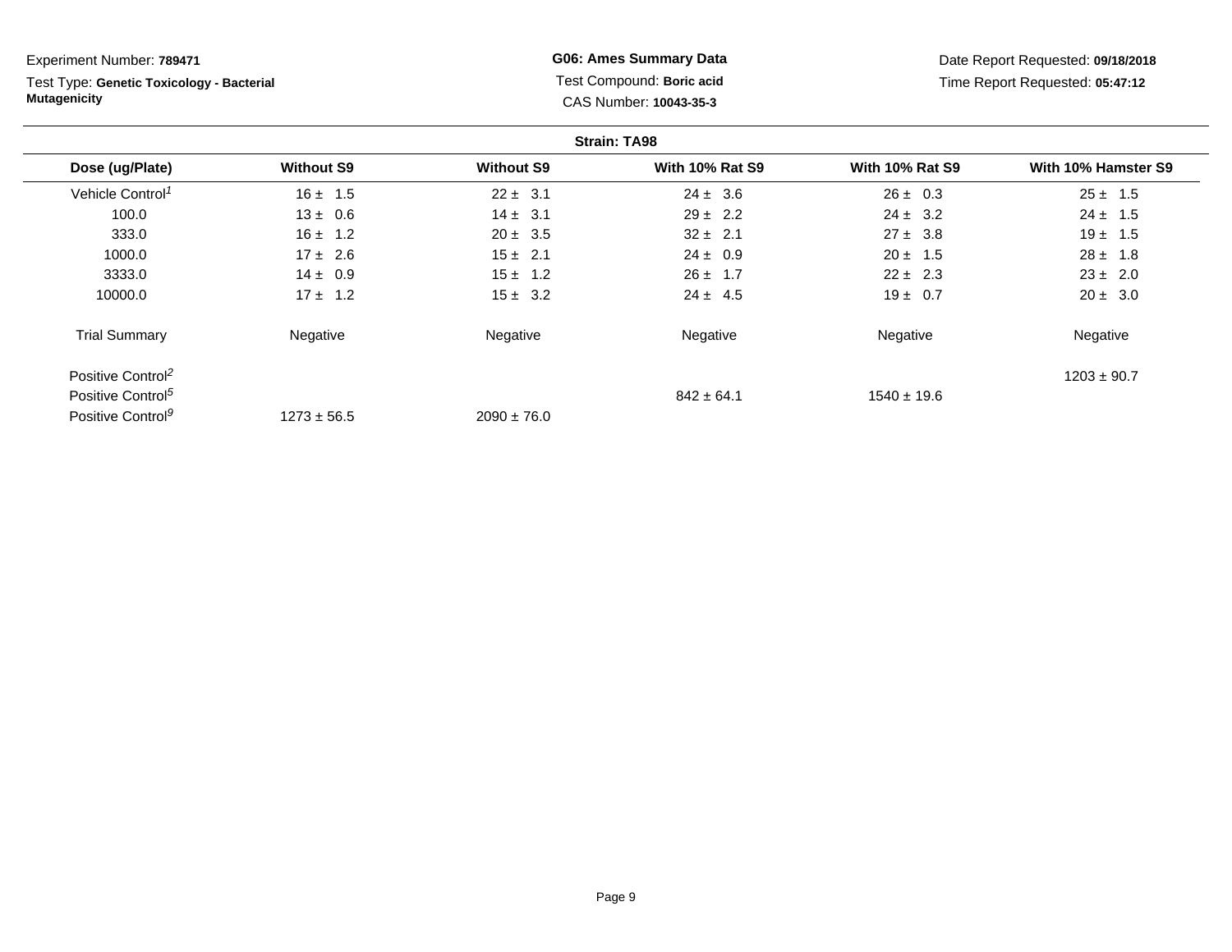Experiment Number: **789471**

Test Type: **Genetic Toxicology - Bacterial Mutagenicity**

**G06: Ames Summary Data**

Test Compound: **Boric acid**

CAS Number: **10043-35-3**

Date Report Requested: **09/18/2018**

Time Report Requested: **05:47:12**

**Strain: TA98**

| Dose (ug/Plate) | Without S9 | Without S9 | With 10% Rat S9 | With 10% Rat S9 | With 10% Hamster S9 |
|---|---|---|---|---|---|
| Vehicle Control[1] | 16 ± 1.5 | 22 ± 3.1 | 24 ± 3.6 | 26 ± 0.3 | 25 ± 1.5 |
| 100.0 | 13 ± 0.6 | 14 ± 3.1 | 29 ± 2.2 | 24 ± 3.2 | 24 ± 1.5 |
| 333.0 | 16 ± 1.2 | 20 ± 3.5 | 32 ± 2.1 | 27 ± 3.8 | 19 ± 1.5 |
| 1000.0 | 17 ± 2.6 | 15 ± 2.1 | 24 ± 0.9 | 20 ± 1.5 | 28 ± 1.8 |
| 3333.0 | 14 ± 0.9 | 15 ± 1.2 | 26 ± 1.7 | 22 ± 2.3 | 23 ± 2.0 |
| 10000.0 | 17 ± 1.2 | 15 ± 3.2 | 24 ± 4.5 | 19 ± 0.7 | 20 ± 3.0 |
| Trial Summary | Negative | Negative | Negative | Negative | Negative |
| Positive Control[2] | | | | | 1203 ± 90.7 |
| Positive Control[5] | | | 842 ± 64.1 | 1540 ± 19.6 | |
| Positive Control[9] | 1273 ± 56.5 | 2090 ± 76.0 | | | |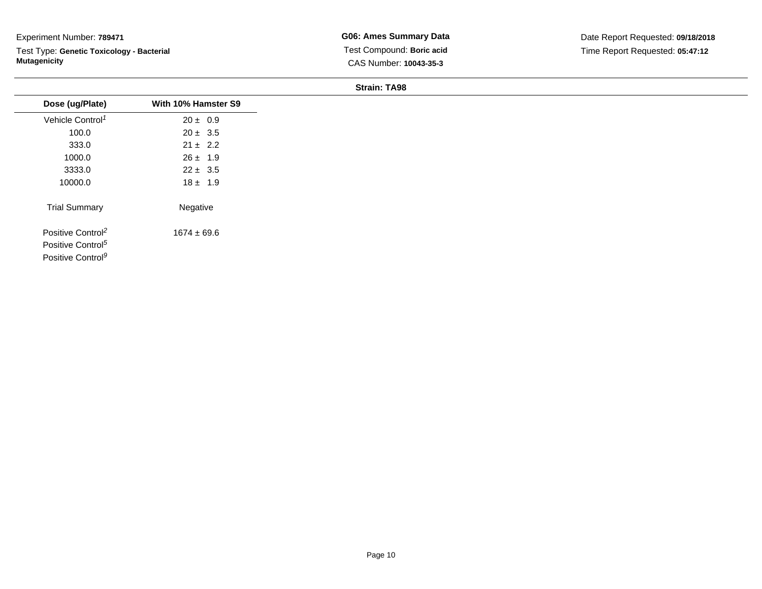Experiment Number: **789471**

Test Type: **Genetic Toxicology - Bacterial Mutagenicity**

**G06: Ames Summary Data**

Test Compound: **Boric acid**

CAS Number: **10043-35-3**

Date Report Requested: **09/18/2018**

Time Report Requested: **05:47:12**

**Strain: TA98**

| Dose (ug/Plate) | With 10% Hamster S9 |
|---|---|
| Vehicle Control[1] | 20 ± 0.9 |
| 100.0 | 20 ± 3.5 |
| 333.0 | 21 ± 2.2 |
| 1000.0 | 26 ± 1.9 |
| 3333.0 | 22 ± 3.5 |
| 10000.0 | 18 ± 1.9 |
| Trial Summary | Negative |
| Positive Control[2] | 1674 ± 69.6 |
| Positive Control[5] | |
| Positive Control[9] | |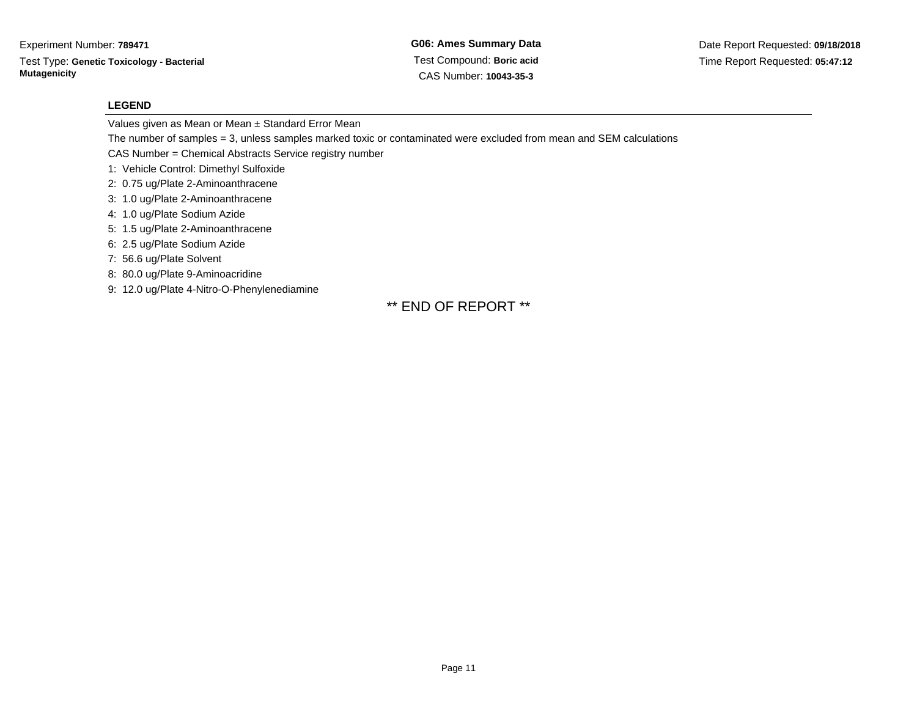Experiment Number: **789471**

Test Type: **Genetic Toxicology - Bacterial Mutagenicity**

**G06: Ames Summary Data**

Test Compound: **Boric acid**

CAS Number: **10043-35-3**

Date Report Requested: **09/18/2018**

Time Report Requested: **05:47:12**

**LEGEND**

Values given as Mean or Mean ± Standard Error Mean

The number of samples = 3, unless samples marked toxic or contaminated were excluded from mean and SEM calculations

CAS Number = Chemical Abstracts Service registry number

1: Vehicle Control: Dimethyl Sulfoxide

2: 0.75 ug/Plate 2-Aminoanthracene

3: 1.0 ug/Plate 2-Aminoanthracene

4: 1.0 ug/Plate Sodium Azide

5: 1.5 ug/Plate 2-Aminoanthracene

6: 2.5 ug/Plate Sodium Azide

7: 56.6 ug/Plate Solvent

8: 80.0 ug/Plate 9-Aminoacridine

9: 12.0 ug/Plate 4-Nitro-O-Phenylenediamine

** END OF REPORT **